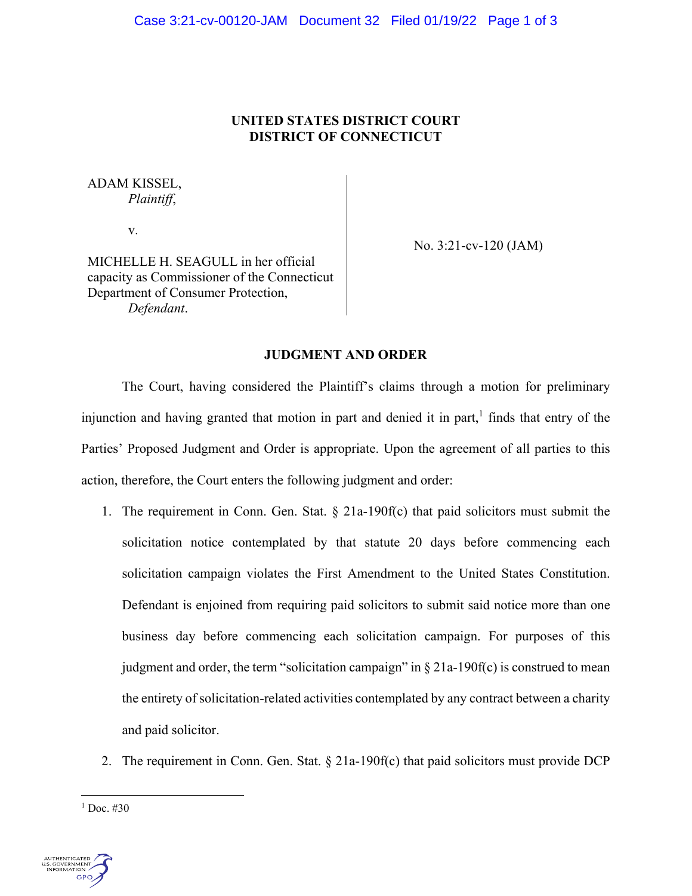**UNITED STATES DISTRICT COURT**
**DISTRICT OF CONNECTICUT**

ADAM KISSEL,
*Plaintiff*,

v.

MICHELLE H. SEAGULL in her official capacity as Commissioner of the Connecticut Department of Consumer Protection,
*Defendant*.

No. 3:21-cv-120 (JAM)

**JUDGMENT AND ORDER**

The Court, having considered the Plaintiff's claims through a motion for preliminary injunction and having granted that motion in part and denied it in part,[1] finds that entry of the Parties' Proposed Judgment and Order is appropriate. Upon the agreement of all parties to this action, therefore, the Court enters the following judgment and order:

1. The requirement in Conn. Gen. Stat. § 21a-190f(c) that paid solicitors must submit the solicitation notice contemplated by that statute 20 days before commencing each solicitation campaign violates the First Amendment to the United States Constitution. Defendant is enjoined from requiring paid solicitors to submit said notice more than one business day before commencing each solicitation campaign. For purposes of this judgment and order, the term "solicitation campaign" in § 21a-190f(c) is construed to mean the entirety of solicitation-related activities contemplated by any contract between a charity and paid solicitor.

2. The requirement in Conn. Gen. Stat. § 21a-190f(c) that paid solicitors must provide DCP

[1] Doc. #30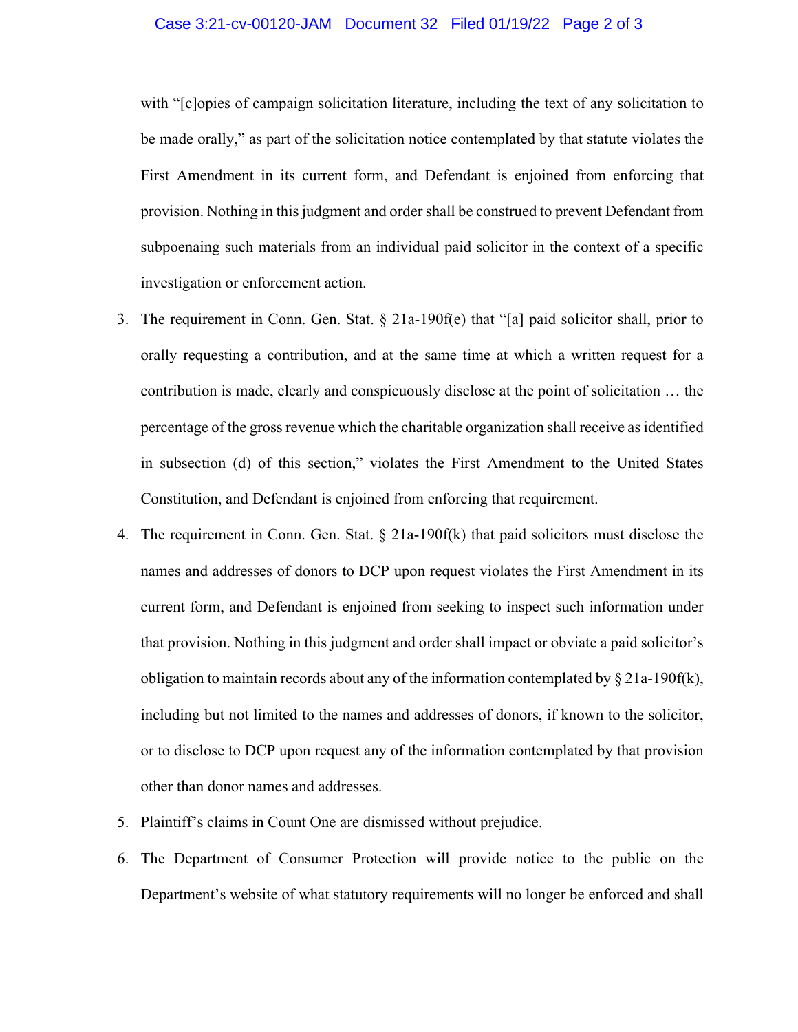with "[c]opies of campaign solicitation literature, including the text of any solicitation to be made orally," as part of the solicitation notice contemplated by that statute violates the First Amendment in its current form, and Defendant is enjoined from enforcing that provision. Nothing in this judgment and order shall be construed to prevent Defendant from subpoenaing such materials from an individual paid solicitor in the context of a specific investigation or enforcement action.

3. The requirement in Conn. Gen. Stat. § 21a-190f(e) that "[a] paid solicitor shall, prior to orally requesting a contribution, and at the same time at which a written request for a contribution is made, clearly and conspicuously disclose at the point of solicitation … the percentage of the gross revenue which the charitable organization shall receive as identified in subsection (d) of this section," violates the First Amendment to the United States Constitution, and Defendant is enjoined from enforcing that requirement.
4. The requirement in Conn. Gen. Stat. § 21a-190f(k) that paid solicitors must disclose the names and addresses of donors to DCP upon request violates the First Amendment in its current form, and Defendant is enjoined from seeking to inspect such information under that provision. Nothing in this judgment and order shall impact or obviate a paid solicitor's obligation to maintain records about any of the information contemplated by § 21a-190f(k), including but not limited to the names and addresses of donors, if known to the solicitor, or to disclose to DCP upon request any of the information contemplated by that provision other than donor names and addresses.
5. Plaintiff's claims in Count One are dismissed without prejudice.
6. The Department of Consumer Protection will provide notice to the public on the Department's website of what statutory requirements will no longer be enforced and shall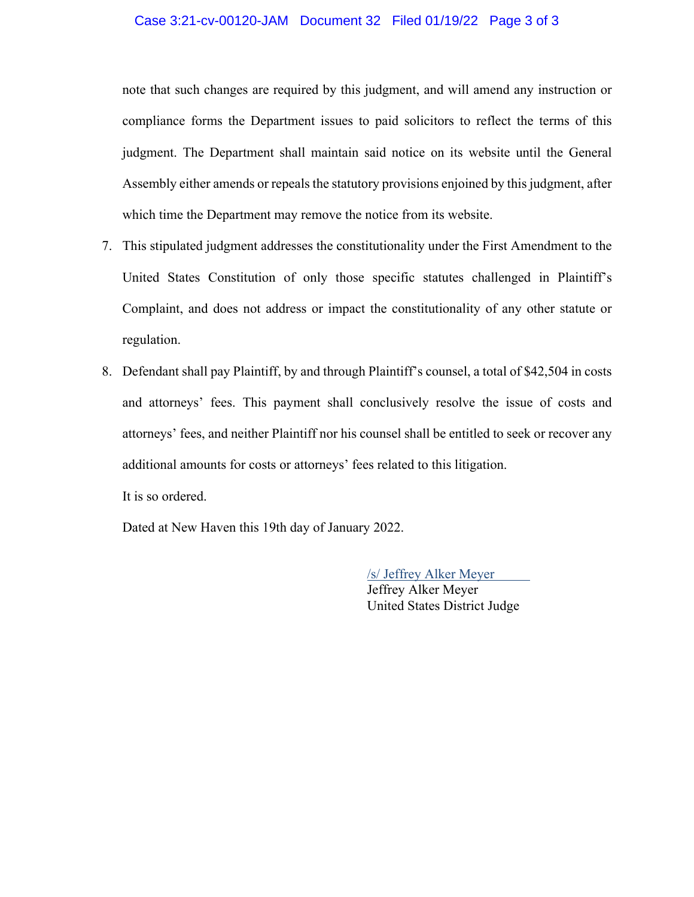note that such changes are required by this judgment, and will amend any instruction or compliance forms the Department issues to paid solicitors to reflect the terms of this judgment. The Department shall maintain said notice on its website until the General Assembly either amends or repeals the statutory provisions enjoined by this judgment, after which time the Department may remove the notice from its website.

7. This stipulated judgment addresses the constitutionality under the First Amendment to the United States Constitution of only those specific statutes challenged in Plaintiff's Complaint, and does not address or impact the constitutionality of any other statute or regulation.

8. Defendant shall pay Plaintiff, by and through Plaintiff's counsel, a total of $42,504 in costs and attorneys' fees. This payment shall conclusively resolve the issue of costs and attorneys' fees, and neither Plaintiff nor his counsel shall be entitled to seek or recover any additional amounts for costs or attorneys' fees related to this litigation.

It is so ordered.

Dated at New Haven this 19th day of January 2022.

/s/ Jeffrey Alker Meyer
Jeffrey Alker Meyer
United States District Judge